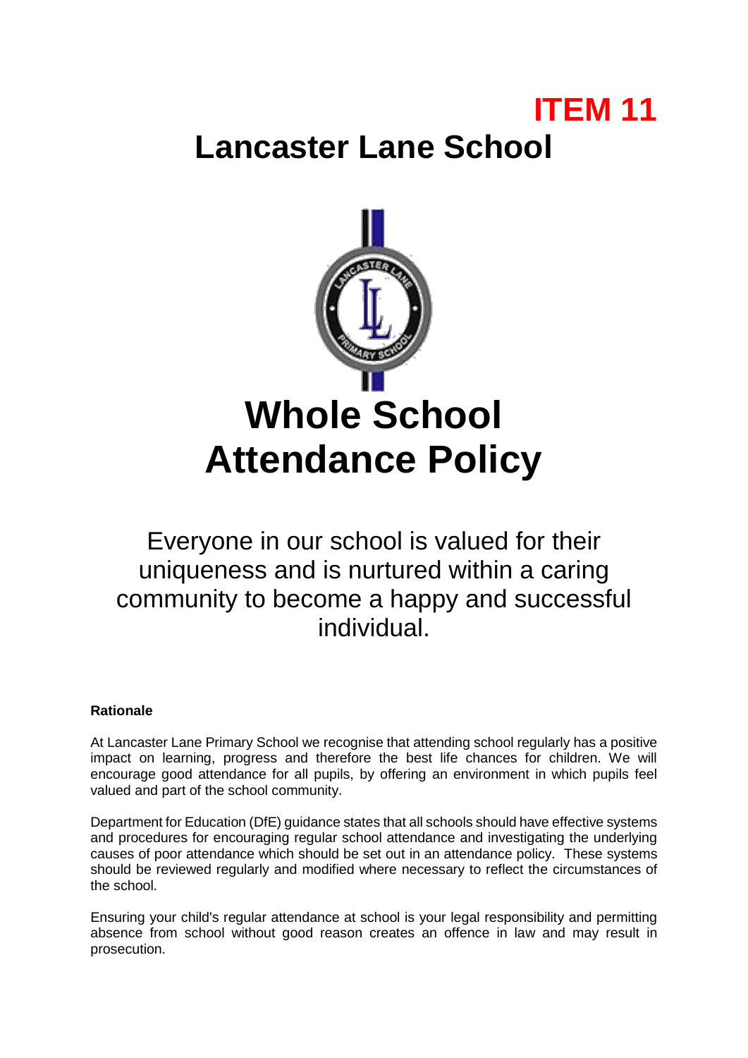**ITEM 11**

# Lancaster Lane School

# Whole School Attendance Policy

Everyone in our school is valued for their uniqueness and is nurtured within a caring community to become a happy and successful individual.

**Rationale**

At Lancaster Lane Primary School we recognise that attending school regularly has a positive impact on learning, progress and therefore the best life chances for children. We will encourage good attendance for all pupils, by offering an environment in which pupils feel valued and part of the school community.

Department for Education (DfE) guidance states that all schools should have effective systems and procedures for encouraging regular school attendance and investigating the underlying causes of poor attendance which should be set out in an attendance policy. These systems should be reviewed regularly and modified where necessary to reflect the circumstances of the school.

Ensuring your child's regular attendance at school is your legal responsibility and permitting absence from school without good reason creates an offence in law and may result in prosecution.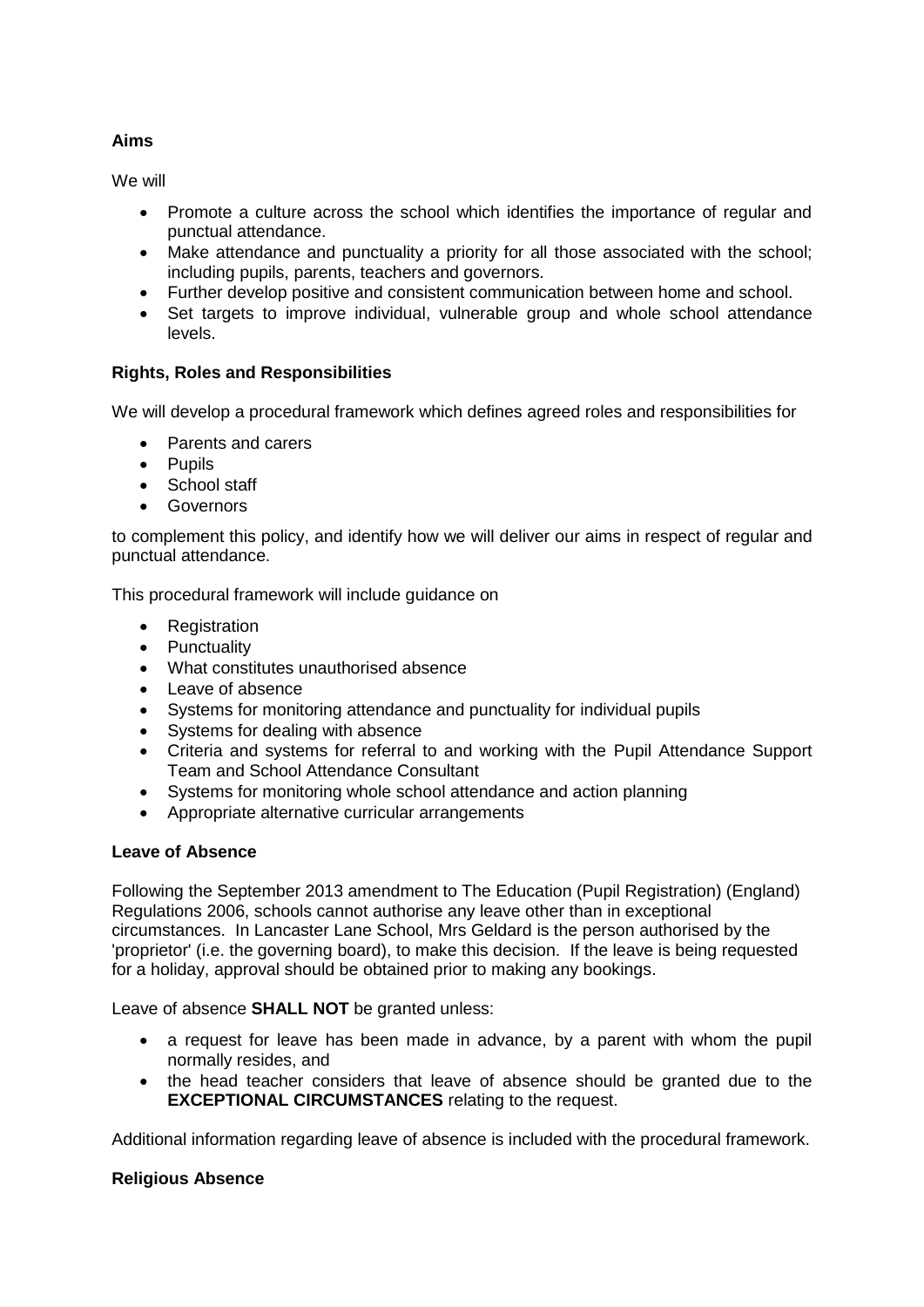**Aims**

We will

- Promote a culture across the school which identifies the importance of regular and punctual attendance.
- Make attendance and punctuality a priority for all those associated with the school; including pupils, parents, teachers and governors.
- Further develop positive and consistent communication between home and school.
- Set targets to improve individual, vulnerable group and whole school attendance levels.

**Rights, Roles and Responsibilities**

We will develop a procedural framework which defines agreed roles and responsibilities for

- Parents and carers
- Pupils
- School staff
- Governors

to complement this policy, and identify how we will deliver our aims in respect of regular and punctual attendance.

This procedural framework will include guidance on

- Registration
- Punctuality
- What constitutes unauthorised absence
- Leave of absence
- Systems for monitoring attendance and punctuality for individual pupils
- Systems for dealing with absence
- Criteria and systems for referral to and working with the Pupil Attendance Support Team and School Attendance Consultant
- Systems for monitoring whole school attendance and action planning
- Appropriate alternative curricular arrangements

**Leave of Absence**

Following the September 2013 amendment to The Education (Pupil Registration) (England) Regulations 2006, schools cannot authorise any leave other than in exceptional circumstances. In Lancaster Lane School, Mrs Geldard is the person authorised by the 'proprietor' (i.e. the governing board), to make this decision. If the leave is being requested for a holiday, approval should be obtained prior to making any bookings.

Leave of absence **SHALL NOT** be granted unless:

- a request for leave has been made in advance, by a parent with whom the pupil normally resides, and
- the head teacher considers that leave of absence should be granted due to the **EXCEPTIONAL CIRCUMSTANCES** relating to the request.

Additional information regarding leave of absence is included with the procedural framework.

**Religious Absence**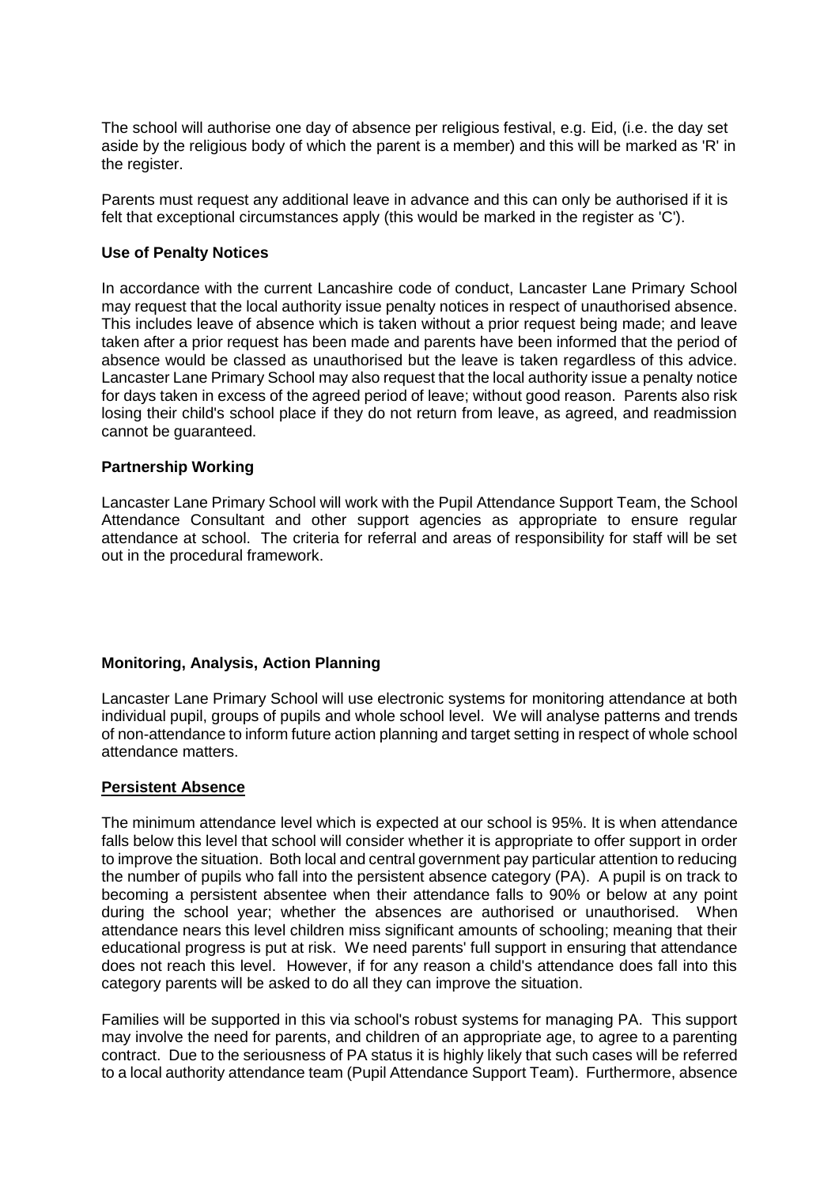The school will authorise one day of absence per religious festival, e.g. Eid, (i.e. the day set aside by the religious body of which the parent is a member) and this will be marked as 'R' in the register.

Parents must request any additional leave in advance and this can only be authorised if it is felt that exceptional circumstances apply (this would be marked in the register as 'C').

**Use of Penalty Notices**

In accordance with the current Lancashire code of conduct, Lancaster Lane Primary School may request that the local authority issue penalty notices in respect of unauthorised absence. This includes leave of absence which is taken without a prior request being made; and leave taken after a prior request has been made and parents have been informed that the period of absence would be classed as unauthorised but the leave is taken regardless of this advice. Lancaster Lane Primary School may also request that the local authority issue a penalty notice for days taken in excess of the agreed period of leave; without good reason. Parents also risk losing their child's school place if they do not return from leave, as agreed, and readmission cannot be guaranteed.

**Partnership Working**

Lancaster Lane Primary School will work with the Pupil Attendance Support Team, the School Attendance Consultant and other support agencies as appropriate to ensure regular attendance at school. The criteria for referral and areas of responsibility for staff will be set out in the procedural framework.

**Monitoring, Analysis, Action Planning**

Lancaster Lane Primary School will use electronic systems for monitoring attendance at both individual pupil, groups of pupils and whole school level. We will analyse patterns and trends of non-attendance to inform future action planning and target setting in respect of whole school attendance matters.

**Persistent Absence**

The minimum attendance level which is expected at our school is 95%. It is when attendance falls below this level that school will consider whether it is appropriate to offer support in order to improve the situation. Both local and central government pay particular attention to reducing the number of pupils who fall into the persistent absence category (PA). A pupil is on track to becoming a persistent absentee when their attendance falls to 90% or below at any point during the school year; whether the absences are authorised or unauthorised. When attendance nears this level children miss significant amounts of schooling; meaning that their educational progress is put at risk. We need parents' full support in ensuring that attendance does not reach this level. However, if for any reason a child's attendance does fall into this category parents will be asked to do all they can improve the situation.

Families will be supported in this via school's robust systems for managing PA. This support may involve the need for parents, and children of an appropriate age, to agree to a parenting contract. Due to the seriousness of PA status it is highly likely that such cases will be referred to a local authority attendance team (Pupil Attendance Support Team). Furthermore, absence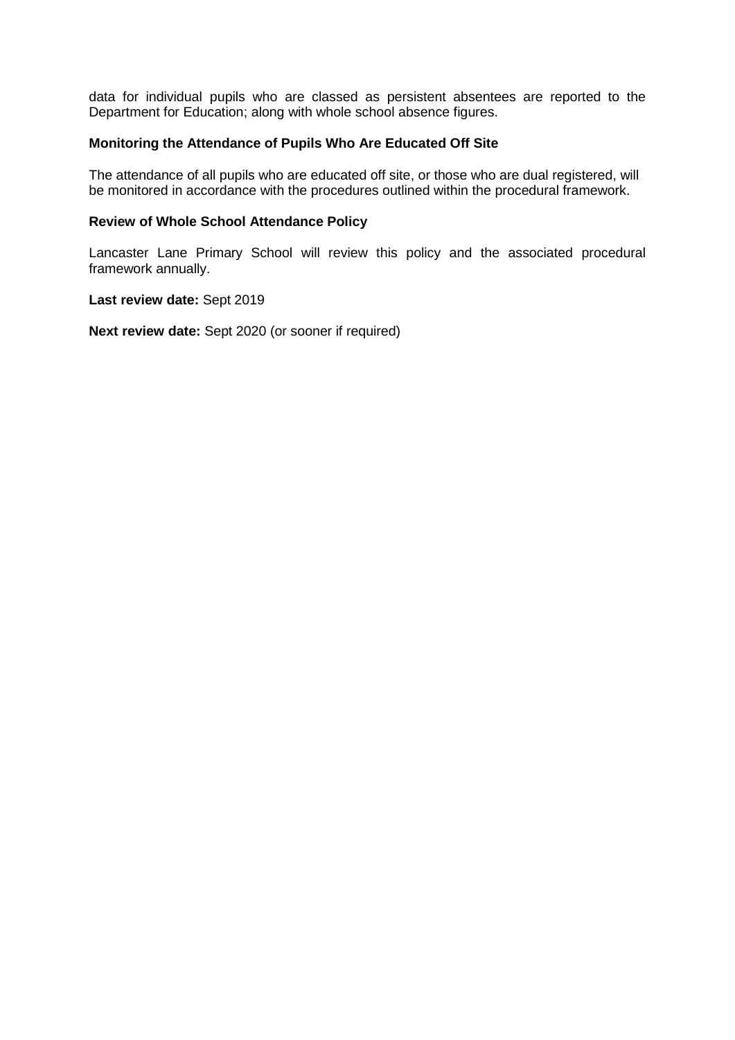data for individual pupils who are classed as persistent absentees are reported to the Department for Education; along with whole school absence figures.

**Monitoring the Attendance of Pupils Who Are Educated Off Site**

The attendance of all pupils who are educated off site, or those who are dual registered, will be monitored in accordance with the procedures outlined within the procedural framework.

**Review of Whole School Attendance Policy**

Lancaster Lane Primary School will review this policy and the associated procedural framework annually.

**Last review date:** Sept 2019

**Next review date:** Sept 2020 (or sooner if required)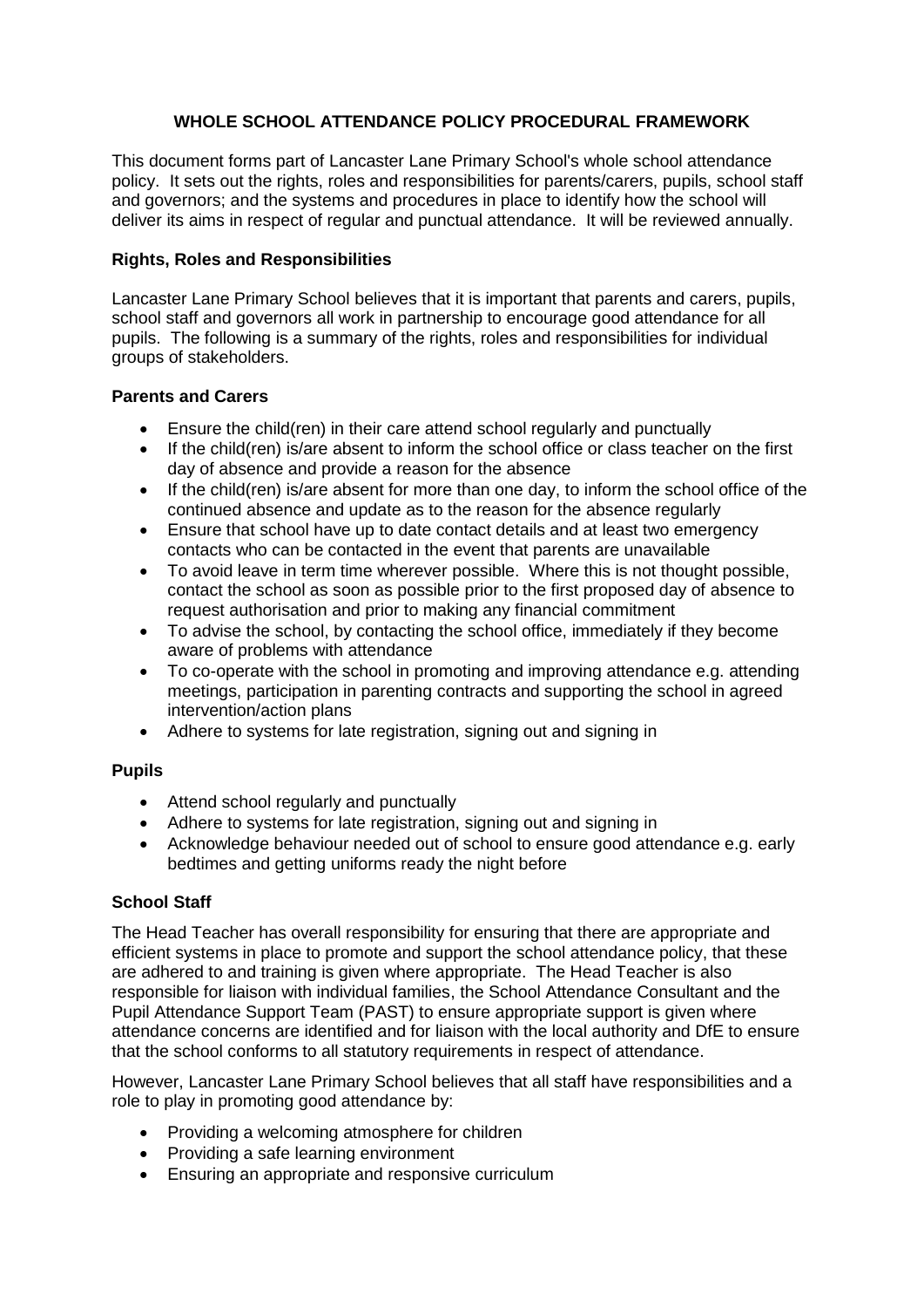# WHOLE SCHOOL ATTENDANCE POLICY PROCEDURAL FRAMEWORK

This document forms part of Lancaster Lane Primary School's whole school attendance policy. It sets out the rights, roles and responsibilities for parents/carers, pupils, school staff and governors; and the systems and procedures in place to identify how the school will deliver its aims in respect of regular and punctual attendance. It will be reviewed annually.

## Rights, Roles and Responsibilities

Lancaster Lane Primary School believes that it is important that parents and carers, pupils, school staff and governors all work in partnership to encourage good attendance for all pupils. The following is a summary of the rights, roles and responsibilities for individual groups of stakeholders.

### Parents and Carers

- Ensure the child(ren) in their care attend school regularly and punctually
- If the child(ren) is/are absent to inform the school office or class teacher on the first day of absence and provide a reason for the absence
- If the child(ren) is/are absent for more than one day, to inform the school office of the continued absence and update as to the reason for the absence regularly
- Ensure that school have up to date contact details and at least two emergency contacts who can be contacted in the event that parents are unavailable
- To avoid leave in term time wherever possible. Where this is not thought possible, contact the school as soon as possible prior to the first proposed day of absence to request authorisation and prior to making any financial commitment
- To advise the school, by contacting the school office, immediately if they become aware of problems with attendance
- To co-operate with the school in promoting and improving attendance e.g. attending meetings, participation in parenting contracts and supporting the school in agreed intervention/action plans
- Adhere to systems for late registration, signing out and signing in

### Pupils

- Attend school regularly and punctually
- Adhere to systems for late registration, signing out and signing in
- Acknowledge behaviour needed out of school to ensure good attendance e.g. early bedtimes and getting uniforms ready the night before

### School Staff

The Head Teacher has overall responsibility for ensuring that there are appropriate and efficient systems in place to promote and support the school attendance policy, that these are adhered to and training is given where appropriate. The Head Teacher is also responsible for liaison with individual families, the School Attendance Consultant and the Pupil Attendance Support Team (PAST) to ensure appropriate support is given where attendance concerns are identified and for liaison with the local authority and DfE to ensure that the school conforms to all statutory requirements in respect of attendance.

However, Lancaster Lane Primary School believes that all staff have responsibilities and a role to play in promoting good attendance by:

- Providing a welcoming atmosphere for children
- Providing a safe learning environment
- Ensuring an appropriate and responsive curriculum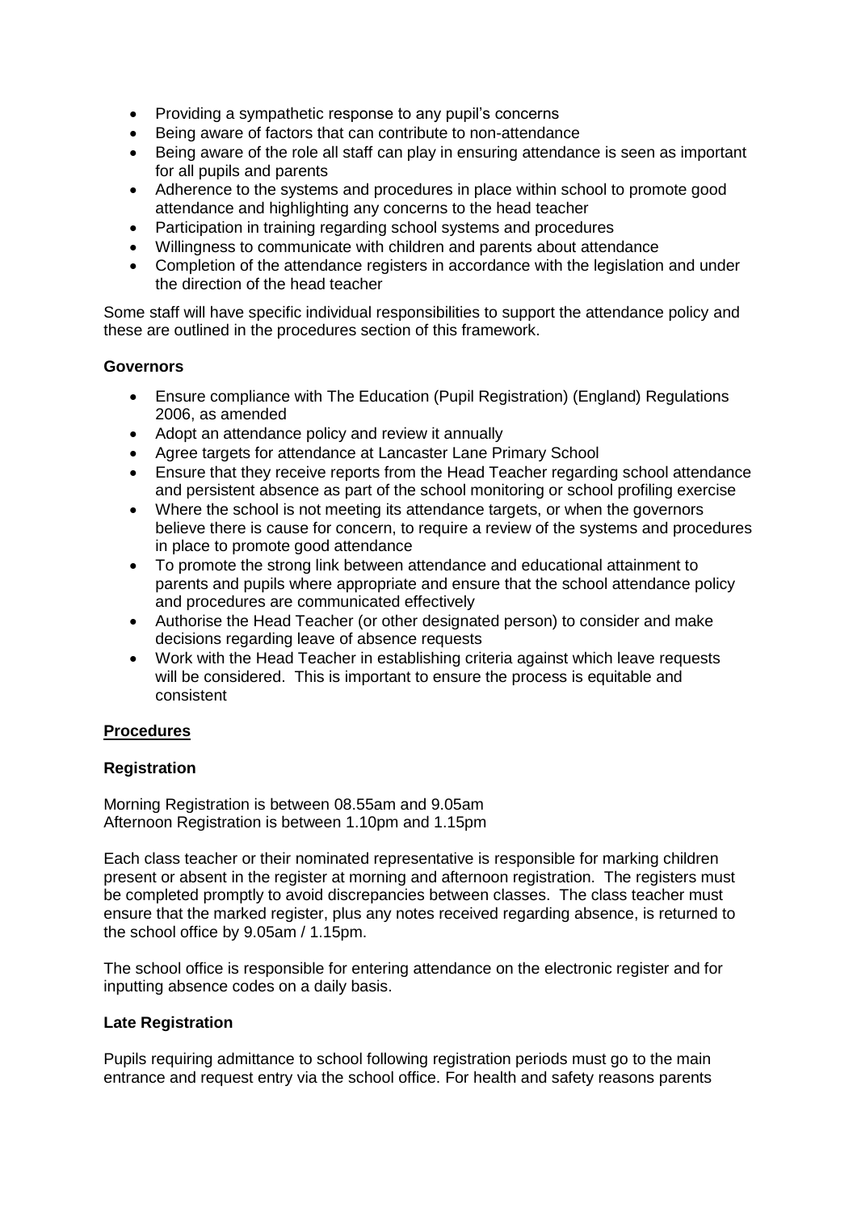- Providing a sympathetic response to any pupil's concerns
- Being aware of factors that can contribute to non-attendance
- Being aware of the role all staff can play in ensuring attendance is seen as important for all pupils and parents
- Adherence to the systems and procedures in place within school to promote good attendance and highlighting any concerns to the head teacher
- Participation in training regarding school systems and procedures
- Willingness to communicate with children and parents about attendance
- Completion of the attendance registers in accordance with the legislation and under the direction of the head teacher

Some staff will have specific individual responsibilities to support the attendance policy and these are outlined in the procedures section of this framework.

**Governors**

- Ensure compliance with The Education (Pupil Registration) (England) Regulations 2006, as amended
- Adopt an attendance policy and review it annually
- Agree targets for attendance at Lancaster Lane Primary School
- Ensure that they receive reports from the Head Teacher regarding school attendance and persistent absence as part of the school monitoring or school profiling exercise
- Where the school is not meeting its attendance targets, or when the governors believe there is cause for concern, to require a review of the systems and procedures in place to promote good attendance
- To promote the strong link between attendance and educational attainment to parents and pupils where appropriate and ensure that the school attendance policy and procedures are communicated effectively
- Authorise the Head Teacher (or other designated person) to consider and make decisions regarding leave of absence requests
- Work with the Head Teacher in establishing criteria against which leave requests will be considered. This is important to ensure the process is equitable and consistent

## Procedures

**Registration**

Morning Registration is between 08.55am and 9.05am
Afternoon Registration is between 1.10pm and 1.15pm

Each class teacher or their nominated representative is responsible for marking children present or absent in the register at morning and afternoon registration. The registers must be completed promptly to avoid discrepancies between classes. The class teacher must ensure that the marked register, plus any notes received regarding absence, is returned to the school office by 9.05am / 1.15pm.

The school office is responsible for entering attendance on the electronic register and for inputting absence codes on a daily basis.

**Late Registration**

Pupils requiring admittance to school following registration periods must go to the main entrance and request entry via the school office. For health and safety reasons parents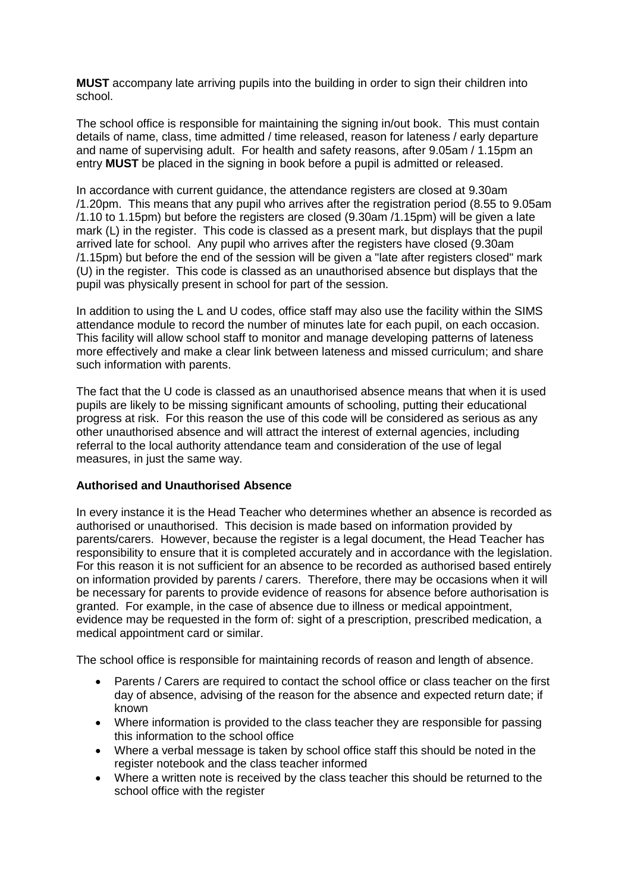**MUST** accompany late arriving pupils into the building in order to sign their children into school.

The school office is responsible for maintaining the signing in/out book. This must contain details of name, class, time admitted / time released, reason for lateness / early departure and name of supervising adult. For health and safety reasons, after 9.05am / 1.15pm an entry **MUST** be placed in the signing in book before a pupil is admitted or released.

In accordance with current guidance, the attendance registers are closed at 9.30am /1.20pm. This means that any pupil who arrives after the registration period (8.55 to 9.05am /1.10 to 1.15pm) but before the registers are closed (9.30am /1.15pm) will be given a late mark (L) in the register. This code is classed as a present mark, but displays that the pupil arrived late for school. Any pupil who arrives after the registers have closed (9.30am /1.15pm) but before the end of the session will be given a "late after registers closed" mark (U) in the register. This code is classed as an unauthorised absence but displays that the pupil was physically present in school for part of the session.

In addition to using the L and U codes, office staff may also use the facility within the SIMS attendance module to record the number of minutes late for each pupil, on each occasion. This facility will allow school staff to monitor and manage developing patterns of lateness more effectively and make a clear link between lateness and missed curriculum; and share such information with parents.

The fact that the U code is classed as an unauthorised absence means that when it is used pupils are likely to be missing significant amounts of schooling, putting their educational progress at risk. For this reason the use of this code will be considered as serious as any other unauthorised absence and will attract the interest of external agencies, including referral to the local authority attendance team and consideration of the use of legal measures, in just the same way.

**Authorised and Unauthorised Absence**

In every instance it is the Head Teacher who determines whether an absence is recorded as authorised or unauthorised. This decision is made based on information provided by parents/carers. However, because the register is a legal document, the Head Teacher has responsibility to ensure that it is completed accurately and in accordance with the legislation. For this reason it is not sufficient for an absence to be recorded as authorised based entirely on information provided by parents / carers. Therefore, there may be occasions when it will be necessary for parents to provide evidence of reasons for absence before authorisation is granted. For example, in the case of absence due to illness or medical appointment, evidence may be requested in the form of: sight of a prescription, prescribed medication, a medical appointment card or similar.

The school office is responsible for maintaining records of reason and length of absence.

- Parents / Carers are required to contact the school office or class teacher on the first day of absence, advising of the reason for the absence and expected return date; if known
- Where information is provided to the class teacher they are responsible for passing this information to the school office
- Where a verbal message is taken by school office staff this should be noted in the register notebook and the class teacher informed
- Where a written note is received by the class teacher this should be returned to the school office with the register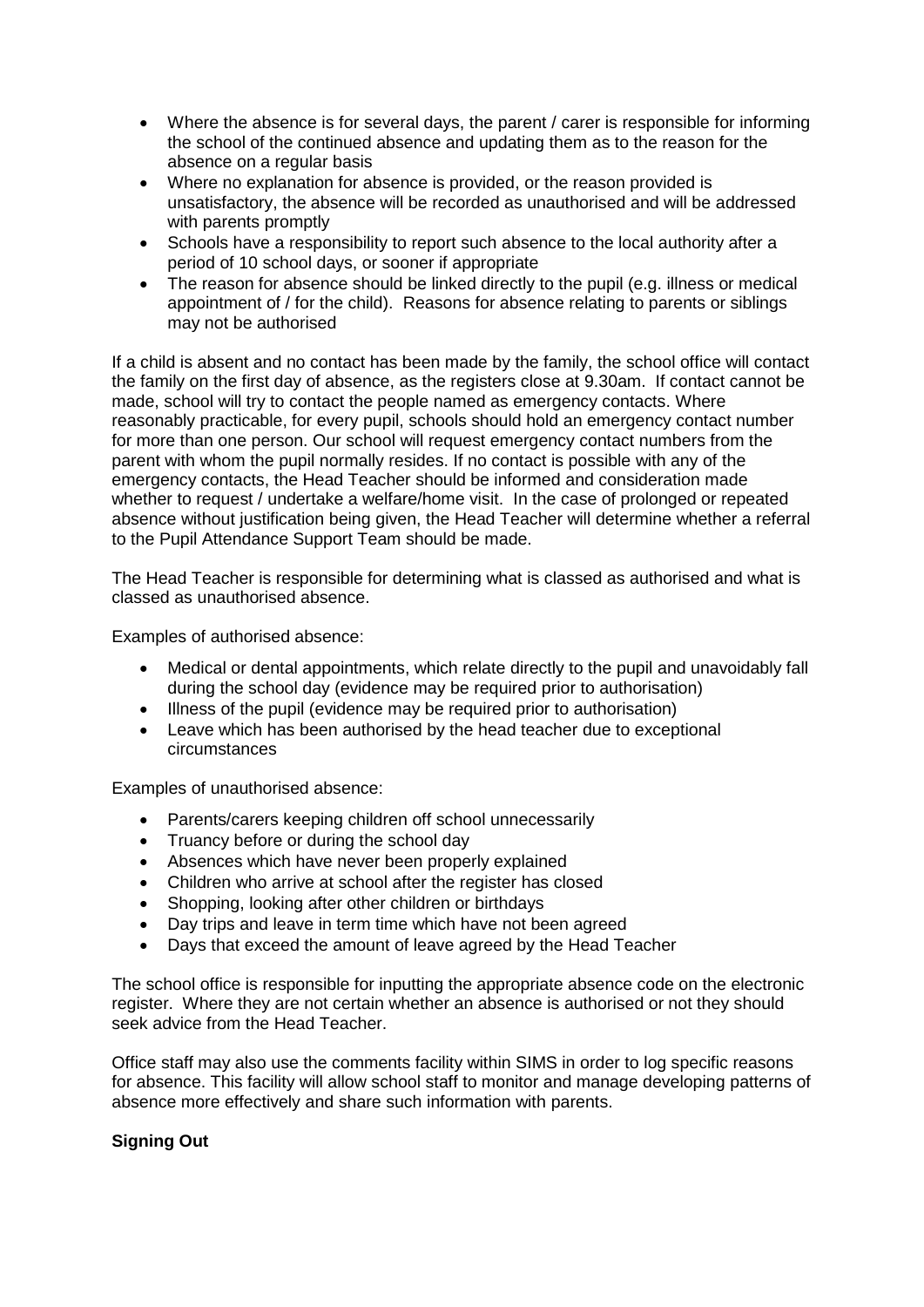- Where the absence is for several days, the parent / carer is responsible for informing the school of the continued absence and updating them as to the reason for the absence on a regular basis
- Where no explanation for absence is provided, or the reason provided is unsatisfactory, the absence will be recorded as unauthorised and will be addressed with parents promptly
- Schools have a responsibility to report such absence to the local authority after a period of 10 school days, or sooner if appropriate
- The reason for absence should be linked directly to the pupil (e.g. illness or medical appointment of / for the child). Reasons for absence relating to parents or siblings may not be authorised

If a child is absent and no contact has been made by the family, the school office will contact the family on the first day of absence, as the registers close at 9.30am. If contact cannot be made, school will try to contact the people named as emergency contacts. Where reasonably practicable, for every pupil, schools should hold an emergency contact number for more than one person. Our school will request emergency contact numbers from the parent with whom the pupil normally resides. If no contact is possible with any of the emergency contacts, the Head Teacher should be informed and consideration made whether to request / undertake a welfare/home visit. In the case of prolonged or repeated absence without justification being given, the Head Teacher will determine whether a referral to the Pupil Attendance Support Team should be made.

The Head Teacher is responsible for determining what is classed as authorised and what is classed as unauthorised absence.

Examples of authorised absence:

- Medical or dental appointments, which relate directly to the pupil and unavoidably fall during the school day (evidence may be required prior to authorisation)
- Illness of the pupil (evidence may be required prior to authorisation)
- Leave which has been authorised by the head teacher due to exceptional circumstances

Examples of unauthorised absence:

- Parents/carers keeping children off school unnecessarily
- Truancy before or during the school day
- Absences which have never been properly explained
- Children who arrive at school after the register has closed
- Shopping, looking after other children or birthdays
- Day trips and leave in term time which have not been agreed
- Days that exceed the amount of leave agreed by the Head Teacher

The school office is responsible for inputting the appropriate absence code on the electronic register. Where they are not certain whether an absence is authorised or not they should seek advice from the Head Teacher.

Office staff may also use the comments facility within SIMS in order to log specific reasons for absence. This facility will allow school staff to monitor and manage developing patterns of absence more effectively and share such information with parents.

**Signing Out**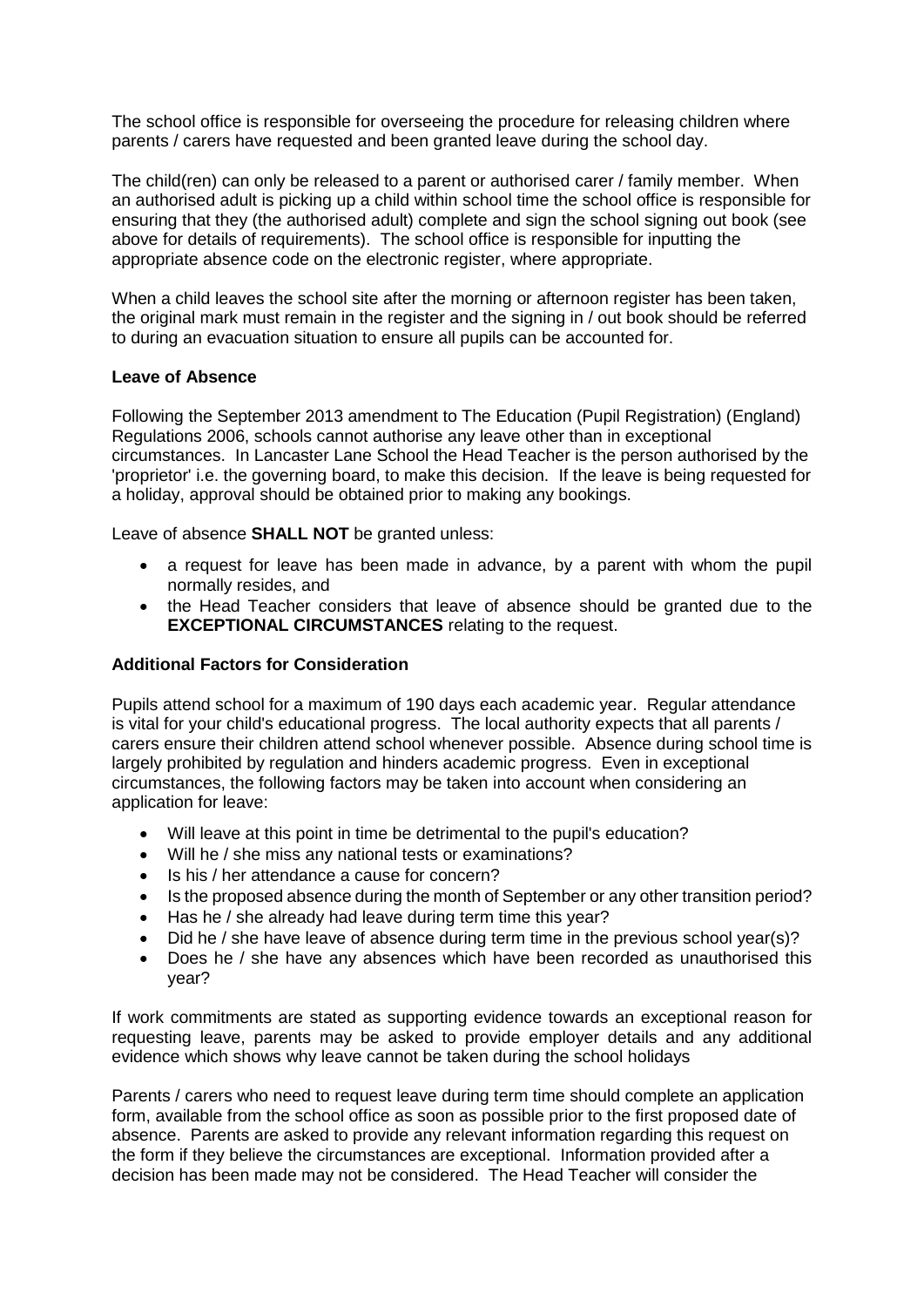The school office is responsible for overseeing the procedure for releasing children where parents / carers have requested and been granted leave during the school day.

The child(ren) can only be released to a parent or authorised carer / family member. When an authorised adult is picking up a child within school time the school office is responsible for ensuring that they (the authorised adult) complete and sign the school signing out book (see above for details of requirements). The school office is responsible for inputting the appropriate absence code on the electronic register, where appropriate.

When a child leaves the school site after the morning or afternoon register has been taken, the original mark must remain in the register and the signing in / out book should be referred to during an evacuation situation to ensure all pupils can be accounted for.

**Leave of Absence**

Following the September 2013 amendment to The Education (Pupil Registration) (England) Regulations 2006, schools cannot authorise any leave other than in exceptional circumstances. In Lancaster Lane School the Head Teacher is the person authorised by the 'proprietor' i.e. the governing board, to make this decision. If the leave is being requested for a holiday, approval should be obtained prior to making any bookings.

Leave of absence **SHALL NOT** be granted unless:

- a request for leave has been made in advance, by a parent with whom the pupil normally resides, and
- the Head Teacher considers that leave of absence should be granted due to the **EXCEPTIONAL CIRCUMSTANCES** relating to the request.

**Additional Factors for Consideration**

Pupils attend school for a maximum of 190 days each academic year. Regular attendance is vital for your child's educational progress. The local authority expects that all parents / carers ensure their children attend school whenever possible. Absence during school time is largely prohibited by regulation and hinders academic progress. Even in exceptional circumstances, the following factors may be taken into account when considering an application for leave:

- Will leave at this point in time be detrimental to the pupil's education?
- Will he / she miss any national tests or examinations?
- Is his / her attendance a cause for concern?
- Is the proposed absence during the month of September or any other transition period?
- Has he / she already had leave during term time this year?
- Did he / she have leave of absence during term time in the previous school year(s)?
- Does he / she have any absences which have been recorded as unauthorised this year?

If work commitments are stated as supporting evidence towards an exceptional reason for requesting leave, parents may be asked to provide employer details and any additional evidence which shows why leave cannot be taken during the school holidays

Parents / carers who need to request leave during term time should complete an application form, available from the school office as soon as possible prior to the first proposed date of absence. Parents are asked to provide any relevant information regarding this request on the form if they believe the circumstances are exceptional. Information provided after a decision has been made may not be considered. The Head Teacher will consider the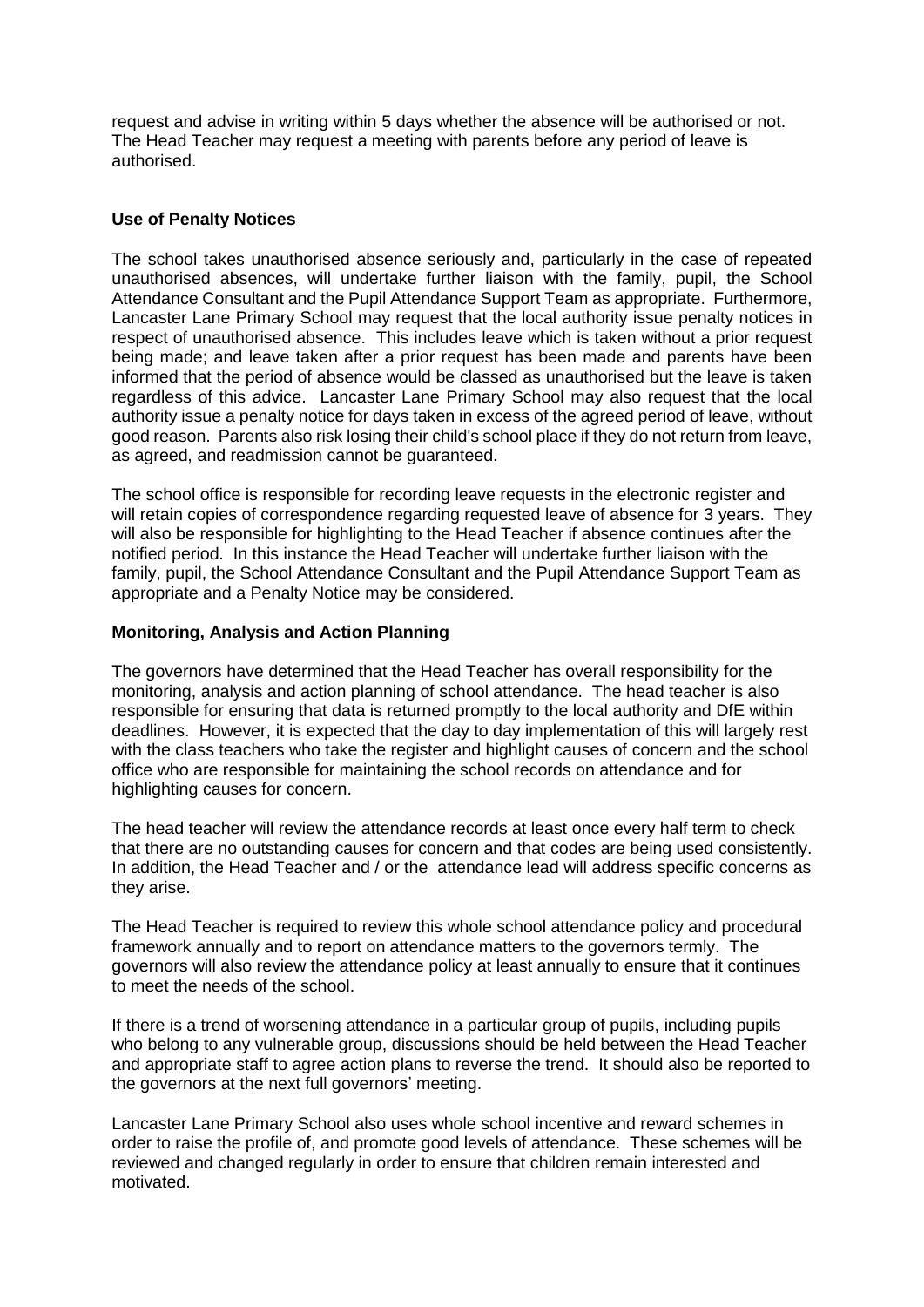request and advise in writing within 5 days whether the absence will be authorised or not. The Head Teacher may request a meeting with parents before any period of leave is authorised.

**Use of Penalty Notices**

The school takes unauthorised absence seriously and, particularly in the case of repeated unauthorised absences, will undertake further liaison with the family, pupil, the School Attendance Consultant and the Pupil Attendance Support Team as appropriate. Furthermore, Lancaster Lane Primary School may request that the local authority issue penalty notices in respect of unauthorised absence. This includes leave which is taken without a prior request being made; and leave taken after a prior request has been made and parents have been informed that the period of absence would be classed as unauthorised but the leave is taken regardless of this advice. Lancaster Lane Primary School may also request that the local authority issue a penalty notice for days taken in excess of the agreed period of leave, without good reason. Parents also risk losing their child's school place if they do not return from leave, as agreed, and readmission cannot be guaranteed.

The school office is responsible for recording leave requests in the electronic register and will retain copies of correspondence regarding requested leave of absence for 3 years. They will also be responsible for highlighting to the Head Teacher if absence continues after the notified period. In this instance the Head Teacher will undertake further liaison with the family, pupil, the School Attendance Consultant and the Pupil Attendance Support Team as appropriate and a Penalty Notice may be considered.

**Monitoring, Analysis and Action Planning**

The governors have determined that the Head Teacher has overall responsibility for the monitoring, analysis and action planning of school attendance. The head teacher is also responsible for ensuring that data is returned promptly to the local authority and DfE within deadlines. However, it is expected that the day to day implementation of this will largely rest with the class teachers who take the register and highlight causes of concern and the school office who are responsible for maintaining the school records on attendance and for highlighting causes for concern.

The head teacher will review the attendance records at least once every half term to check that there are no outstanding causes for concern and that codes are being used consistently. In addition, the Head Teacher and / or the attendance lead will address specific concerns as they arise.

The Head Teacher is required to review this whole school attendance policy and procedural framework annually and to report on attendance matters to the governors termly. The governors will also review the attendance policy at least annually to ensure that it continues to meet the needs of the school.

If there is a trend of worsening attendance in a particular group of pupils, including pupils who belong to any vulnerable group, discussions should be held between the Head Teacher and appropriate staff to agree action plans to reverse the trend. It should also be reported to the governors at the next full governors' meeting.

Lancaster Lane Primary School also uses whole school incentive and reward schemes in order to raise the profile of, and promote good levels of attendance. These schemes will be reviewed and changed regularly in order to ensure that children remain interested and motivated.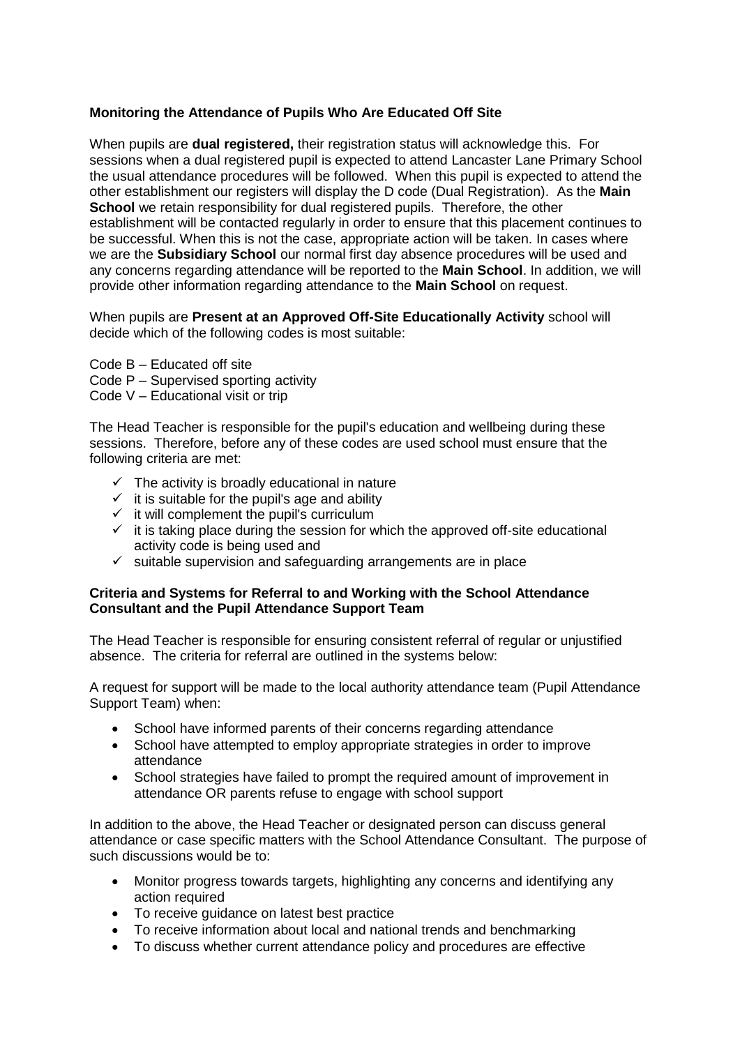### Monitoring the Attendance of Pupils Who Are Educated Off Site

When pupils are **dual registered,** their registration status will acknowledge this. For sessions when a dual registered pupil is expected to attend Lancaster Lane Primary School the usual attendance procedures will be followed. When this pupil is expected to attend the other establishment our registers will display the D code (Dual Registration). As the **Main School** we retain responsibility for dual registered pupils. Therefore, the other establishment will be contacted regularly in order to ensure that this placement continues to be successful. When this is not the case, appropriate action will be taken. In cases where we are the **Subsidiary School** our normal first day absence procedures will be used and any concerns regarding attendance will be reported to the **Main School**. In addition, we will provide other information regarding attendance to the **Main School** on request.

When pupils are **Present at an Approved Off-Site Educationally Activity** school will decide which of the following codes is most suitable:

Code B – Educated off site
Code P – Supervised sporting activity
Code V – Educational visit or trip

The Head Teacher is responsible for the pupil's education and wellbeing during these sessions. Therefore, before any of these codes are used school must ensure that the following criteria are met:

- ✓ The activity is broadly educational in nature
- ✓ it is suitable for the pupil's age and ability
- ✓ it will complement the pupil's curriculum
- ✓ it is taking place during the session for which the approved off-site educational activity code is being used and
- ✓ suitable supervision and safeguarding arrangements are in place

### Criteria and Systems for Referral to and Working with the School Attendance Consultant and the Pupil Attendance Support Team

The Head Teacher is responsible for ensuring consistent referral of regular or unjustified absence. The criteria for referral are outlined in the systems below:

A request for support will be made to the local authority attendance team (Pupil Attendance Support Team) when:

- School have informed parents of their concerns regarding attendance
- School have attempted to employ appropriate strategies in order to improve attendance
- School strategies have failed to prompt the required amount of improvement in attendance OR parents refuse to engage with school support

In addition to the above, the Head Teacher or designated person can discuss general attendance or case specific matters with the School Attendance Consultant. The purpose of such discussions would be to:

- Monitor progress towards targets, highlighting any concerns and identifying any action required
- To receive guidance on latest best practice
- To receive information about local and national trends and benchmarking
- To discuss whether current attendance policy and procedures are effective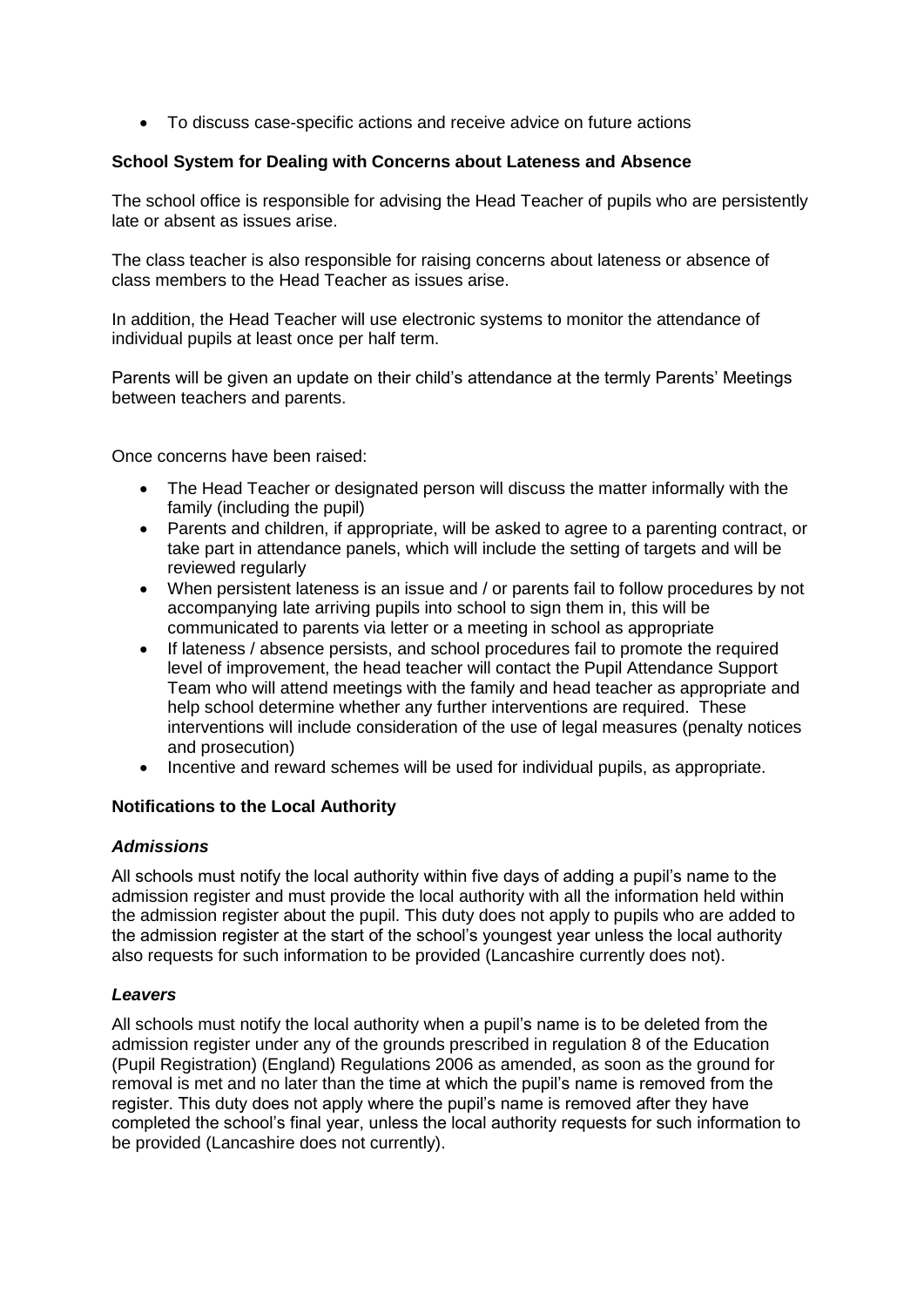- To discuss case-specific actions and receive advice on future actions

**School System for Dealing with Concerns about Lateness and Absence**

The school office is responsible for advising the Head Teacher of pupils who are persistently late or absent as issues arise.

The class teacher is also responsible for raising concerns about lateness or absence of class members to the Head Teacher as issues arise.

In addition, the Head Teacher will use electronic systems to monitor the attendance of individual pupils at least once per half term.

Parents will be given an update on their child's attendance at the termly Parents' Meetings between teachers and parents.

Once concerns have been raised:

- The Head Teacher or designated person will discuss the matter informally with the family (including the pupil)
- Parents and children, if appropriate, will be asked to agree to a parenting contract, or take part in attendance panels, which will include the setting of targets and will be reviewed regularly
- When persistent lateness is an issue and / or parents fail to follow procedures by not accompanying late arriving pupils into school to sign them in, this will be communicated to parents via letter or a meeting in school as appropriate
- If lateness / absence persists, and school procedures fail to promote the required level of improvement, the head teacher will contact the Pupil Attendance Support Team who will attend meetings with the family and head teacher as appropriate and help school determine whether any further interventions are required. These interventions will include consideration of the use of legal measures (penalty notices and prosecution)
- Incentive and reward schemes will be used for individual pupils, as appropriate.

**Notifications to the Local Authority**

***Admissions***

All schools must notify the local authority within five days of adding a pupil's name to the admission register and must provide the local authority with all the information held within the admission register about the pupil. This duty does not apply to pupils who are added to the admission register at the start of the school's youngest year unless the local authority also requests for such information to be provided (Lancashire currently does not).

***Leavers***

All schools must notify the local authority when a pupil's name is to be deleted from the admission register under any of the grounds prescribed in regulation 8 of the Education (Pupil Registration) (England) Regulations 2006 as amended, as soon as the ground for removal is met and no later than the time at which the pupil's name is removed from the register. This duty does not apply where the pupil's name is removed after they have completed the school's final year, unless the local authority requests for such information to be provided (Lancashire does not currently).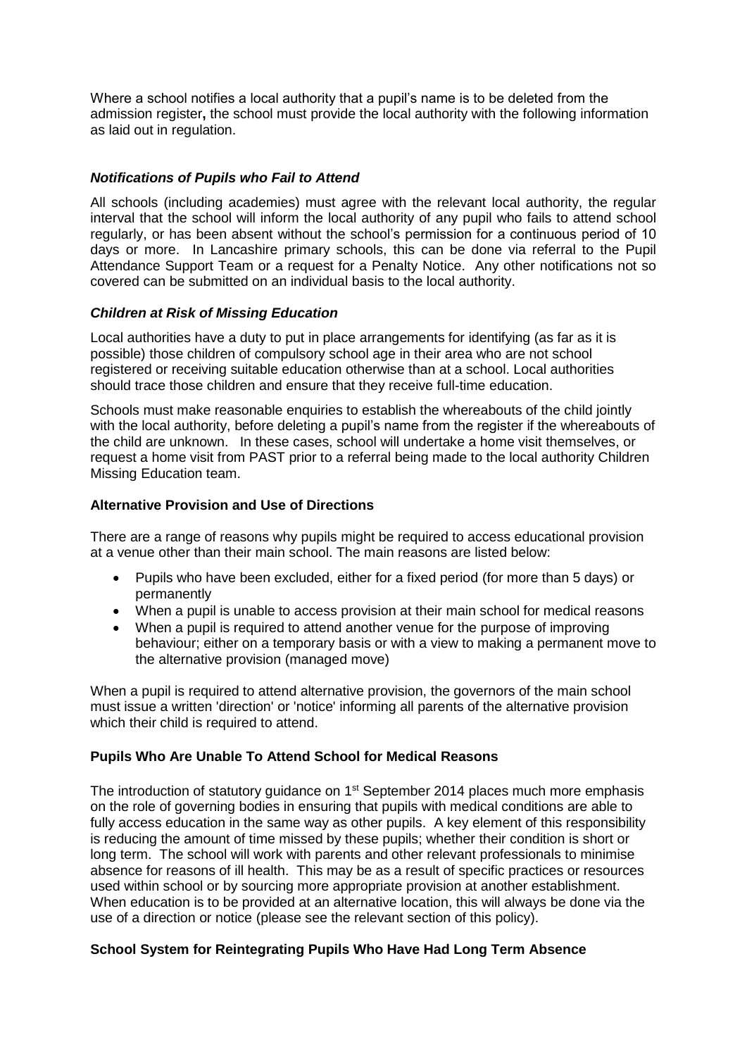Where a school notifies a local authority that a pupil's name is to be deleted from the admission register**,** the school must provide the local authority with the following information as laid out in regulation.

### *Notifications of Pupils who Fail to Attend*

All schools (including academies) must agree with the relevant local authority, the regular interval that the school will inform the local authority of any pupil who fails to attend school regularly, or has been absent without the school's permission for a continuous period of 10 days or more. In Lancashire primary schools, this can be done via referral to the Pupil Attendance Support Team or a request for a Penalty Notice. Any other notifications not so covered can be submitted on an individual basis to the local authority.

### *Children at Risk of Missing Education*

Local authorities have a duty to put in place arrangements for identifying (as far as it is possible) those children of compulsory school age in their area who are not school registered or receiving suitable education otherwise than at a school. Local authorities should trace those children and ensure that they receive full-time education.

Schools must make reasonable enquiries to establish the whereabouts of the child jointly with the local authority, before deleting a pupil's name from the register if the whereabouts of the child are unknown. In these cases, school will undertake a home visit themselves, or request a home visit from PAST prior to a referral being made to the local authority Children Missing Education team.

## Alternative Provision and Use of Directions

There are a range of reasons why pupils might be required to access educational provision at a venue other than their main school. The main reasons are listed below:

- Pupils who have been excluded, either for a fixed period (for more than 5 days) or permanently
- When a pupil is unable to access provision at their main school for medical reasons
- When a pupil is required to attend another venue for the purpose of improving behaviour; either on a temporary basis or with a view to making a permanent move to the alternative provision (managed move)

When a pupil is required to attend alternative provision, the governors of the main school must issue a written 'direction' or 'notice' informing all parents of the alternative provision which their child is required to attend.

## Pupils Who Are Unable To Attend School for Medical Reasons

The introduction of statutory guidance on 1st September 2014 places much more emphasis on the role of governing bodies in ensuring that pupils with medical conditions are able to fully access education in the same way as other pupils. A key element of this responsibility is reducing the amount of time missed by these pupils; whether their condition is short or long term. The school will work with parents and other relevant professionals to minimise absence for reasons of ill health. This may be as a result of specific practices or resources used within school or by sourcing more appropriate provision at another establishment. When education is to be provided at an alternative location, this will always be done via the use of a direction or notice (please see the relevant section of this policy).

## School System for Reintegrating Pupils Who Have Had Long Term Absence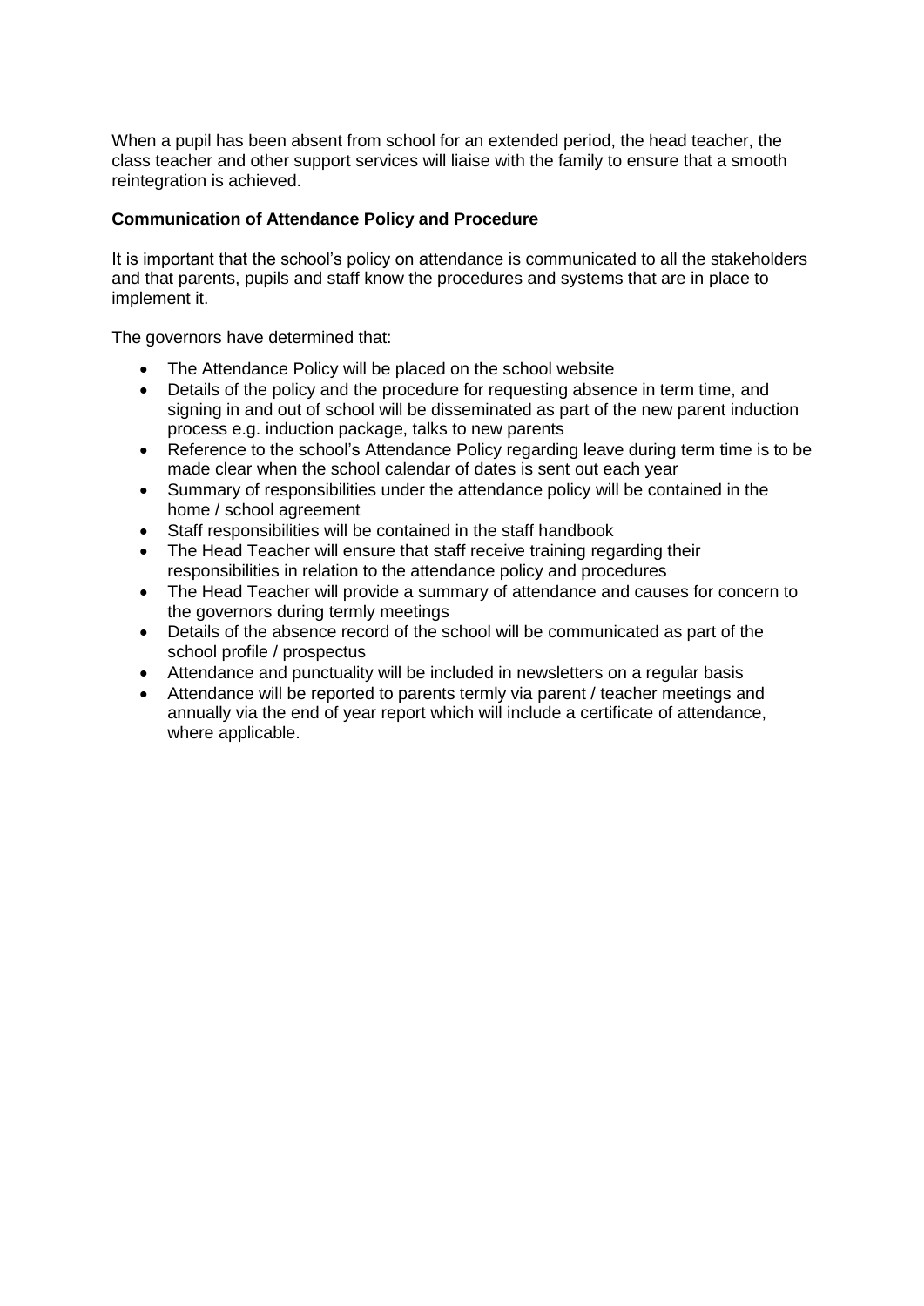When a pupil has been absent from school for an extended period, the head teacher, the class teacher and other support services will liaise with the family to ensure that a smooth reintegration is achieved.

**Communication of Attendance Policy and Procedure**

It is important that the school's policy on attendance is communicated to all the stakeholders and that parents, pupils and staff know the procedures and systems that are in place to implement it.

The governors have determined that:

- The Attendance Policy will be placed on the school website
- Details of the policy and the procedure for requesting absence in term time, and signing in and out of school will be disseminated as part of the new parent induction process e.g. induction package, talks to new parents
- Reference to the school's Attendance Policy regarding leave during term time is to be made clear when the school calendar of dates is sent out each year
- Summary of responsibilities under the attendance policy will be contained in the home / school agreement
- Staff responsibilities will be contained in the staff handbook
- The Head Teacher will ensure that staff receive training regarding their responsibilities in relation to the attendance policy and procedures
- The Head Teacher will provide a summary of attendance and causes for concern to the governors during termly meetings
- Details of the absence record of the school will be communicated as part of the school profile / prospectus
- Attendance and punctuality will be included in newsletters on a regular basis
- Attendance will be reported to parents termly via parent / teacher meetings and annually via the end of year report which will include a certificate of attendance, where applicable.